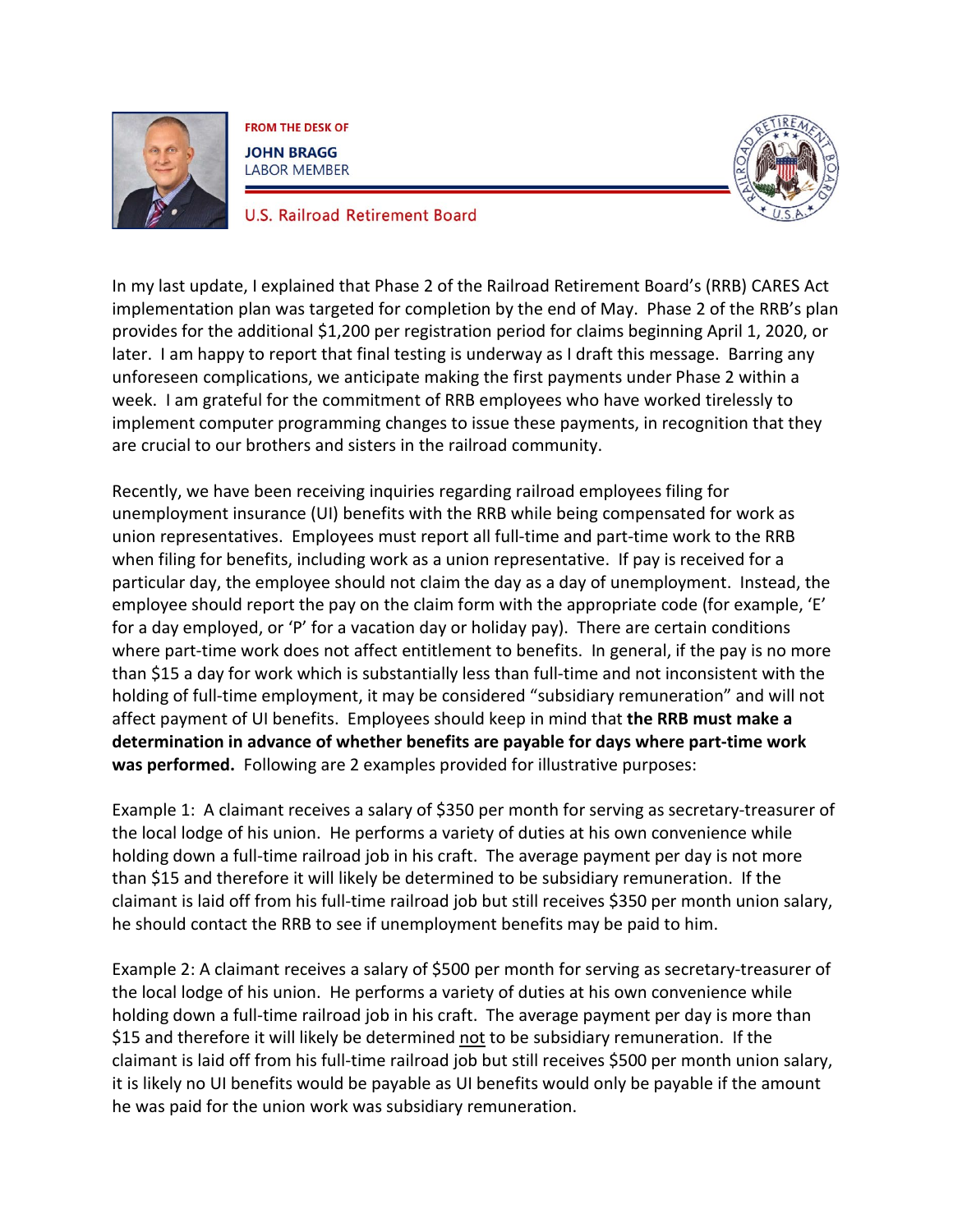FROM THE DESK OF

**JOHN BRAGG**
LABOR MEMBER

U.S. Railroad Retirement Board

In my last update, I explained that Phase 2 of the Railroad Retirement Board's (RRB) CARES Act implementation plan was targeted for completion by the end of May. Phase 2 of the RRB's plan provides for the additional $1,200 per registration period for claims beginning April 1, 2020, or later. I am happy to report that final testing is underway as I draft this message. Barring any unforeseen complications, we anticipate making the first payments under Phase 2 within a week. I am grateful for the commitment of RRB employees who have worked tirelessly to implement computer programming changes to issue these payments, in recognition that they are crucial to our brothers and sisters in the railroad community.

Recently, we have been receiving inquiries regarding railroad employees filing for unemployment insurance (UI) benefits with the RRB while being compensated for work as union representatives. Employees must report all full-time and part-time work to the RRB when filing for benefits, including work as a union representative. If pay is received for a particular day, the employee should not claim the day as a day of unemployment. Instead, the employee should report the pay on the claim form with the appropriate code (for example, 'E' for a day employed, or 'P' for a vacation day or holiday pay). There are certain conditions where part-time work does not affect entitlement to benefits. In general, if the pay is no more than $15 a day for work which is substantially less than full-time and not inconsistent with the holding of full-time employment, it may be considered "subsidiary remuneration" and will not affect payment of UI benefits. Employees should keep in mind that **the RRB must make a determination in advance of whether benefits are payable for days where part-time work was performed.** Following are 2 examples provided for illustrative purposes:

Example 1: A claimant receives a salary of $350 per month for serving as secretary-treasurer of the local lodge of his union. He performs a variety of duties at his own convenience while holding down a full-time railroad job in his craft. The average payment per day is not more than $15 and therefore it will likely be determined to be subsidiary remuneration. If the claimant is laid off from his full-time railroad job but still receives $350 per month union salary, he should contact the RRB to see if unemployment benefits may be paid to him.

Example 2: A claimant receives a salary of $500 per month for serving as secretary-treasurer of the local lodge of his union. He performs a variety of duties at his own convenience while holding down a full-time railroad job in his craft. The average payment per day is more than $15 and therefore it will likely be determined <u>not</u> to be subsidiary remuneration. If the claimant is laid off from his full-time railroad job but still receives $500 per month union salary, it is likely no UI benefits would be payable as UI benefits would only be payable if the amount he was paid for the union work was subsidiary remuneration.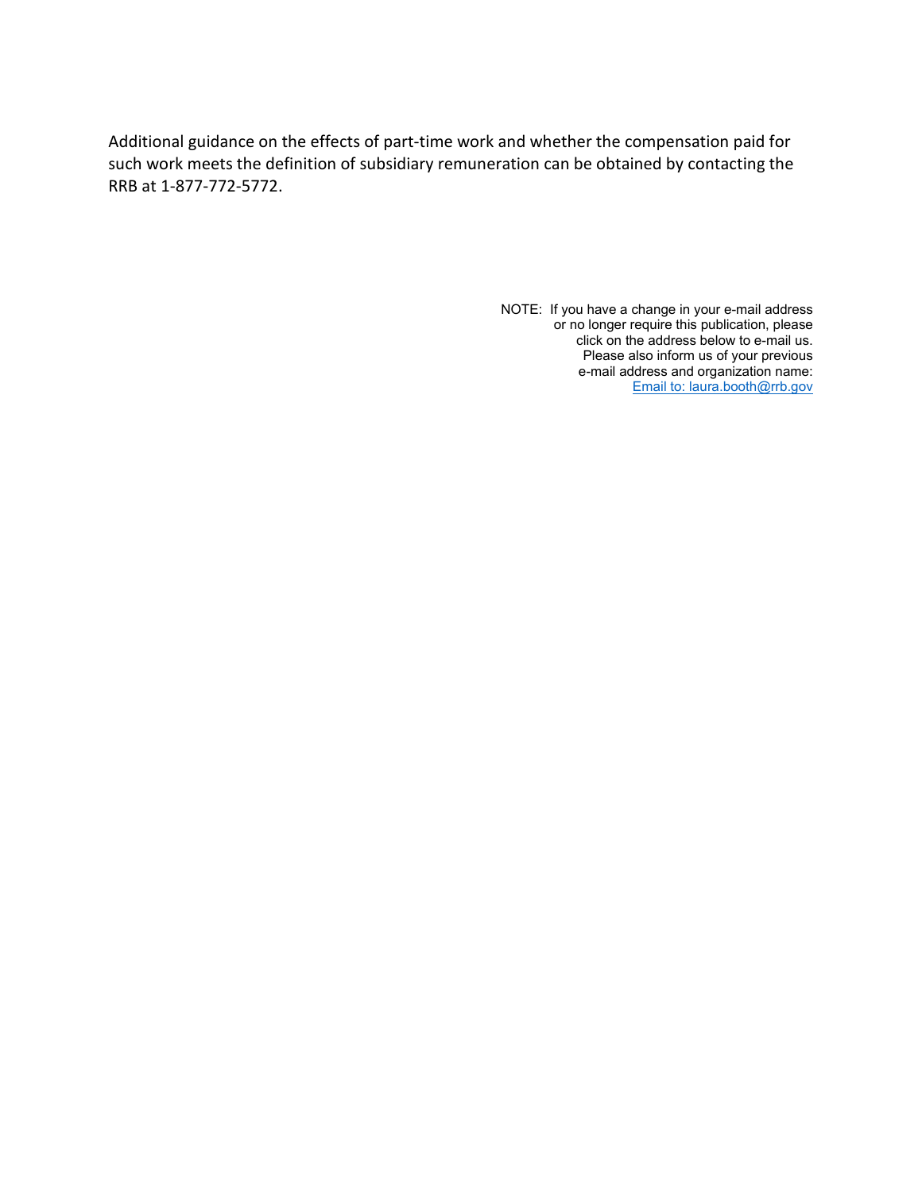Additional guidance on the effects of part-time work and whether the compensation paid for such work meets the definition of subsidiary remuneration can be obtained by contacting the RRB at 1-877-772-5772.

NOTE: If you have a change in your e-mail address or no longer require this publication, please click on the address below to e-mail us. Please also inform us of your previous e-mail address and organization name:
[Email to: laura.booth@rrb.gov](mailto:laura.booth@rrb.gov)